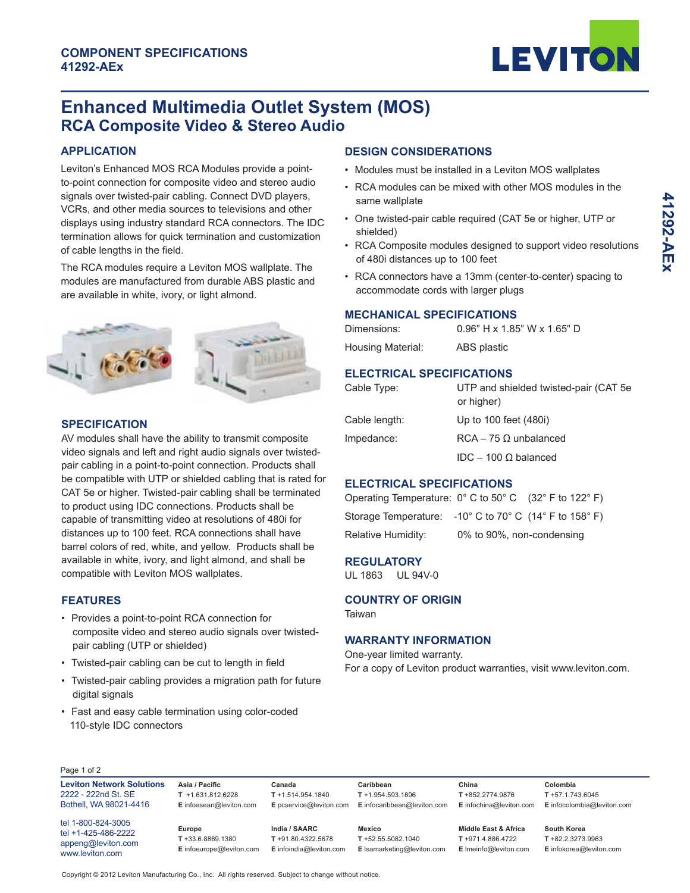**COMPONENT SPECIFICATIONS**
**41292-AEx**

# Enhanced Multimedia Outlet System (MOS)
## RCA Composite Video & Stereo Audio

### APPLICATION

Leviton's Enhanced MOS RCA Modules provide a point-to-point connection for composite video and stereo audio signals over twisted-pair cabling. Connect DVD players, VCRs, and other media sources to televisions and other displays using industry standard RCA connectors. The IDC termination allows for quick termination and customization of cable lengths in the field.

The RCA modules require a Leviton MOS wallplate. The modules are manufactured from durable ABS plastic and are available in white, ivory, or light almond.

### SPECIFICATION

AV modules shall have the ability to transmit composite video signals and left and right audio signals over twisted-pair cabling in a point-to-point connection. Products shall be compatible with UTP or shielded cabling that is rated for CAT 5e or higher. Twisted-pair cabling shall be terminated to product using IDC connections. Products shall be capable of transmitting video at resolutions of 480i for distances up to 100 feet. RCA connections shall have barrel colors of red, white, and yellow. Products shall be available in white, ivory, and light almond, and shall be compatible with Leviton MOS wallplates.

### FEATURES

- Provides a point-to-point RCA connection for composite video and stereo audio signals over twisted-pair cabling (UTP or shielded)
- Twisted-pair cabling can be cut to length in field
- Twisted-pair cabling provides a migration path for future digital signals
- Fast and easy cable termination using color-coded 110-style IDC connectors

### DESIGN CONSIDERATIONS

- Modules must be installed in a Leviton MOS wallplates
- RCA modules can be mixed with other MOS modules in the same wallplate
- One twisted-pair cable required (CAT 5e or higher, UTP or shielded)
- RCA Composite modules designed to support video resolutions of 480i distances up to 100 feet
- RCA connectors have a 13mm (center-to-center) spacing to accommodate cords with larger plugs

### MECHANICAL SPECIFICATIONS

| | |
|---|---|
| Dimensions: | 0.96" H x 1.85" W x 1.65" D |
| Housing Material: | ABS plastic |

### ELECTRICAL SPECIFICATIONS

| | |
|---|---|
| Cable Type: | UTP and shielded twisted-pair (CAT 5e or higher) |
| Cable length: | Up to 100 feet (480i) |
| Impedance: | RCA – 75 Ω unbalanced |
| | IDC – 100 Ω balanced |

### ELECTRICAL SPECIFICATIONS

| | |
|---|---|
| Operating Temperature: | 0° C to 50° C (32° F to 122° F) |
| Storage Temperature: | -10° C to 70° C (14° F to 158° F) |
| Relative Humidity: | 0% to 90%, non-condensing |

### REGULATORY

UL 1863 UL 94V-0

### COUNTRY OF ORIGIN

Taiwan

### WARRANTY INFORMATION

One-year limited warranty.
For a copy of Leviton product warranties, visit www.leviton.com.

**Leviton Network Solutions**
2222 - 222nd St. SE
Bothell, WA 98021-4416

tel 1-800-824-3005
tel +1-425-486-2222
appeng@leviton.com
www.leviton.com

| Asia / Pacific | Canada | Caribbean | China | Colombia |
|---|---|---|---|---|
| T +1.631.812.6228 | T +1.514.954.1840 | T +1.954.593.1896 | T +852.2774.9876 | T +57.1.743.6045 |
| E infoasean@leviton.com | E pcservice@leviton.com | E infocaribbean@leviton.com | E infochina@leviton.com | E infocolombia@leviton.com |
| **Europe** | **India / SAARC** | **Mexico** | **Middle East & Africa** | **South Korea** |
| T +33.6.8869.1380 | T +91.80.4322.5678 | T +52.55.5082.1040 | T +971.4.886.4722 | T +82.2.3273.9963 |
| E infoeurope@leviton.com | E infoindia@leviton.com | E lsamarketing@leviton.com | E lmeinfo@leviton.com | E infokorea@leviton.com |

Copyright © 2012 Leviton Manufacturing Co., Inc. All rights reserved. Subject to change without notice.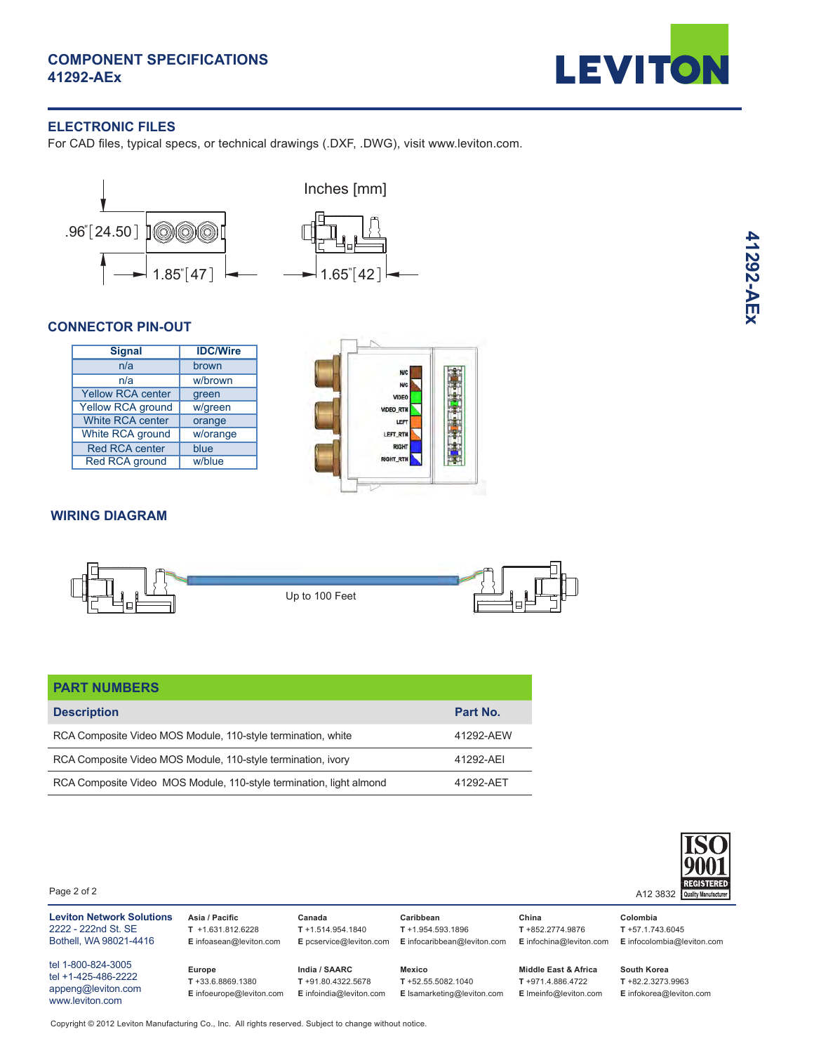# COMPONENT SPECIFICATIONS
# 41292-AEx

## ELECTRONIC FILES

For CAD files, typical specs, or technical drawings (.DXF, .DWG), visit www.leviton.com.

Inches [mm]

.96" [ 24.50 ]

1.85" [ 47 ]

1.65" [ 42 ]

## CONNECTOR PIN-OUT

| Signal | IDC/Wire |
|---|---|
| n/a | brown |
| n/a | w/brown |
| Yellow RCA center | green |
| Yellow RCA ground | w/green |
| White RCA center | orange |
| White RCA ground | w/orange |
| Red RCA center | blue |
| Red RCA ground | w/blue |

N/C
N/C
VIDEO
VIDEO_RTN
LEFT
LEFT_RTN
RIGHT
RIGHT_RTN

## WIRING DIAGRAM

Up to 100 Feet

## PART NUMBERS

| Description | Part No. |
|---|---|
| RCA Composite Video MOS Module, 110-style termination, white | 41292-AEW |
| RCA Composite Video MOS Module, 110-style termination, ivory | 41292-AEI |
| RCA Composite Video MOS Module, 110-style termination, light almond | 41292-AET |

A12 3832

**Leviton Network Solutions**
2222 - 222nd St. SE
Bothell, WA 98021-4416

tel 1-800-824-3005
tel +1-425-486-2222
appeng@leviton.com
www.leviton.com

**Asia / Pacific**
T +1.631.812.6228
E infoasean@leviton.com

**Canada**
T +1.514.954.1840
E pcservice@leviton.com

**Caribbean**
T +1.954.593.1896
E infocaribbean@leviton.com

**China**
T +852.2774.9876
E infochina@leviton.com

**Colombia**
T +57.1.743.6045
E infocolombia@leviton.com

**Europe**
T +33.6.8869.1380
E infoeurope@leviton.com

**India / SAARC**
T +91.80.4322.5678
E infoindia@leviton.com

**Mexico**
T +52.55.5082.1040
E lsamarketing@leviton.com

**Middle East & Africa**
T +971.4.886.4722
E lmeinfo@leviton.com

**South Korea**
T +82.2.3273.9963
E infokorea@leviton.com

Copyright © 2012 Leviton Manufacturing Co., Inc. All rights reserved. Subject to change without notice.